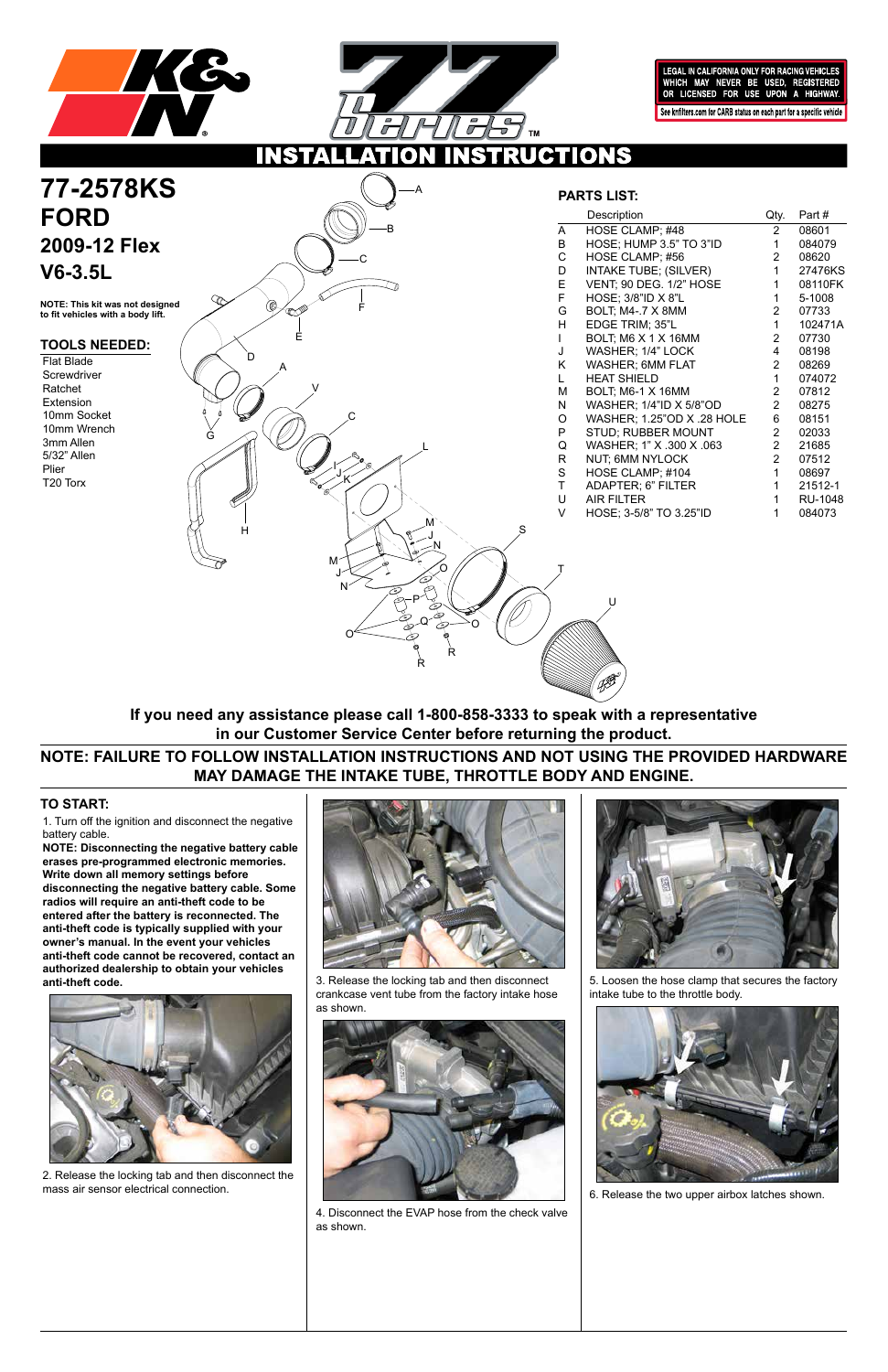LEGAL IN CALIFORNIA ONLY FOR RACING VEHICLES WHICH MAY NEVER BE USED, REGISTERED OR LICENSED FOR USE UPON A HIGHWAY.

See knfilters.com for CARB status on each part for a specific vehicle

# INSTALLATION INSTRUCTIONS

# 77-2578KS
# FORD
## 2009-12 Flex
## V6-3.5L

**NOTE: This kit was not designed to fit vehicles with a body lift.**

### TOOLS NEEDED:

- Flat Blade Screwdriver
- Ratchet
- Extension
- 10mm Socket
- 10mm Wrench
- 3mm Allen
- 5/32" Allen
- Plier
- T20 Torx

### PARTS LIST:

| | Description | Qty. | Part # |
|---|---|---|---|
| A | HOSE CLAMP; #48 | 2 | 08601 |
| B | HOSE; HUMP 3.5" TO 3"ID | 1 | 084079 |
| C | HOSE CLAMP; #56 | 2 | 08620 |
| D | INTAKE TUBE; (SILVER) | 1 | 27476KS |
| E | VENT; 90 DEG. 1/2" HOSE | 1 | 08110FK |
| F | HOSE; 3/8"ID X 8"L | 1 | 5-1008 |
| G | BOLT; M4-.7 X 8MM | 2 | 07733 |
| H | EDGE TRIM; 35"L | 1 | 102471A |
| I | BOLT; M6 X 1 X 16MM | 2 | 07730 |
| J | WASHER; 1/4" LOCK | 4 | 08198 |
| K | WASHER; 6MM FLAT | 2 | 08269 |
| L | HEAT SHIELD | 1 | 074072 |
| M | BOLT; M6-1 X 16MM | 2 | 07812 |
| N | WASHER; 1/4"ID X 5/8"OD | 2 | 08275 |
| O | WASHER; 1.25"OD X .28 HOLE | 6 | 08151 |
| P | STUD; RUBBER MOUNT | 2 | 02033 |
| Q | WASHER; 1" X .300 X .063 | 2 | 21685 |
| R | NUT; 6MM NYLOCK | 2 | 07512 |
| S | HOSE CLAMP; #104 | 1 | 08697 |
| T | ADAPTER; 6" FILTER | 1 | 21512-1 |
| U | AIR FILTER | 1 | RU-1048 |
| V | HOSE; 3-5/8" TO 3.25"ID | 1 | 084073 |

**If you need any assistance please call 1-800-858-3333 to speak with a representative in our Customer Service Center before returning the product.**

**NOTE: FAILURE TO FOLLOW INSTALLATION INSTRUCTIONS AND NOT USING THE PROVIDED HARDWARE MAY DAMAGE THE INTAKE TUBE, THROTTLE BODY AND ENGINE.**

### TO START:

1. Turn off the ignition and disconnect the negative battery cable.

**NOTE: Disconnecting the negative battery cable erases pre-programmed electronic memories. Write down all memory settings before disconnecting the negative battery cable. Some radios will require an anti-theft code to be entered after the battery is reconnected. The anti-theft code is typically supplied with your owner's manual. In the event your vehicles anti-theft code cannot be recovered, contact an authorized dealership to obtain your vehicles anti-theft code.**

2. Release the locking tab and then disconnect the mass air sensor electrical connection.

3. Release the locking tab and then disconnect crankcase vent tube from the factory intake hose as shown.

4. Disconnect the EVAP hose from the check valve as shown.

5. Loosen the hose clamp that secures the factory intake tube to the throttle body.

6. Release the two upper airbox latches shown.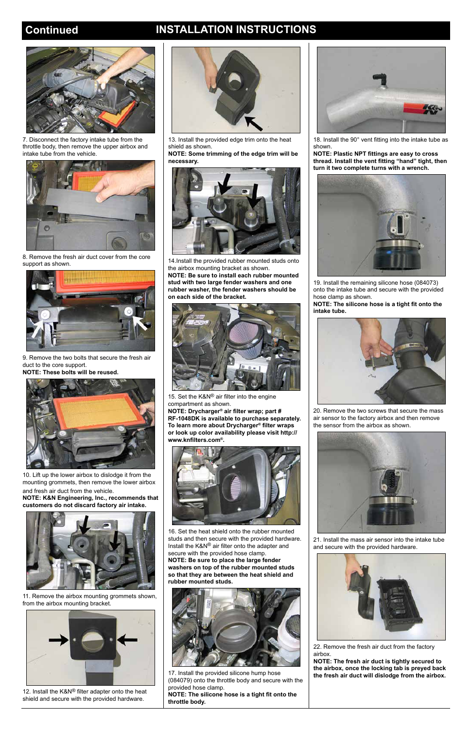## Continued INSTALLATION INSTRUCTIONS

7. Disconnect the factory intake tube from the throttle body, then remove the upper airbox and intake tube from the vehicle.

8. Remove the fresh air duct cover from the core support as shown.

9. Remove the two bolts that secure the fresh air duct to the core support.
**NOTE: These bolts will be reused.**

10. Lift up the lower airbox to dislodge it from the mounting grommets, then remove the lower airbox and fresh air duct from the vehicle.
**NOTE: K&N Engineering, Inc., recommends that customers do not discard factory air intake.**

11. Remove the airbox mounting grommets shown, from the airbox mounting bracket.

12. Install the K&N® filter adapter onto the heat shield and secure with the provided hardware.

13. Install the provided edge trim onto the heat shield as shown.
**NOTE: Some trimming of the edge trim will be necessary.**

14.Install the provided rubber mounted studs onto the airbox mounting bracket as shown.
**NOTE: Be sure to install each rubber mounted stud with two large fender washers and one rubber washer, the fender washers should be on each side of the bracket.**

15. Set the K&N® air filter into the engine compartment as shown.
**NOTE: Drycharger® air filter wrap; part # RF-1048DK is available to purchase separately. To learn more about Drycharger® filter wraps or look up color availability please visit http://www.knfilters.com®.**

16. Set the heat shield onto the rubber mounted studs and then secure with the provided hardware. Install the K&N® air filter onto the adapter and secure with the provided hose clamp.
**NOTE: Be sure to place the large fender washers on top of the rubber mounted studs so that they are between the heat shield and rubber mounted studs.**

17. Install the provided silicone hump hose (084079) onto the throttle body and secure with the provided hose clamp.
**NOTE: The silicone hose is a tight fit onto the throttle body.**

18. Install the 90° vent fitting into the intake tube as shown.
**NOTE: Plastic NPT fittings are easy to cross thread. Install the vent fitting "hand" tight, then turn it two complete turns with a wrench.**

19. Install the remaining silicone hose (084073) onto the intake tube and secure with the provided hose clamp as shown.
**NOTE: The silicone hose is a tight fit onto the intake tube.**

20. Remove the two screws that secure the mass air sensor to the factory airbox and then remove the sensor from the airbox as shown.

21. Install the mass air sensor into the intake tube and secure with the provided hardware.

22. Remove the fresh air duct from the factory airbox.
**NOTE: The fresh air duct is tightly secured to the airbox, once the locking tab is preyed back the fresh air duct will dislodge from the airbox.**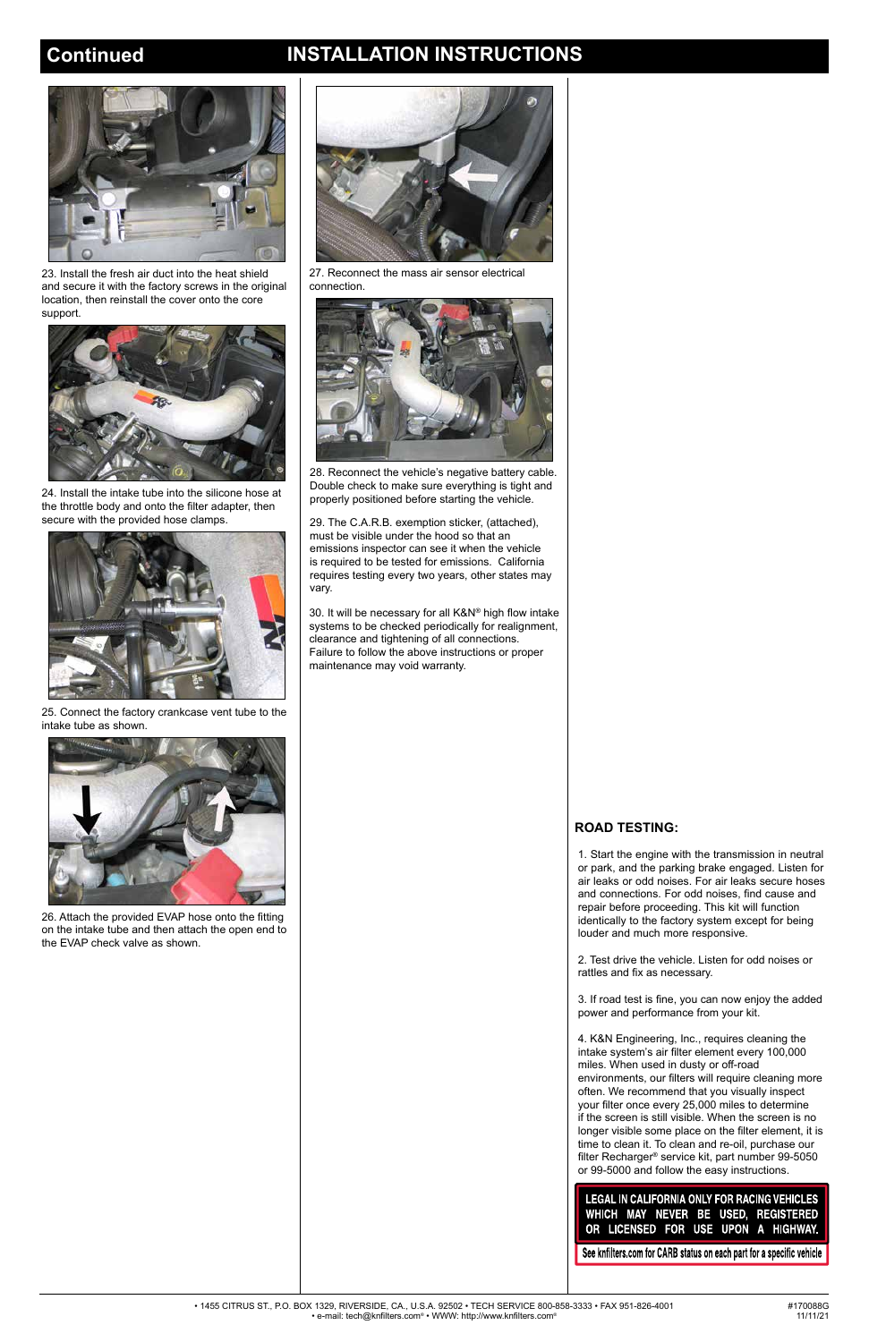## Continued

# INSTALLATION INSTRUCTIONS

23. Install the fresh air duct into the heat shield and secure it with the factory screws in the original location, then reinstall the cover onto the core support.

24. Install the intake tube into the silicone hose at the throttle body and onto the filter adapter, then secure with the provided hose clamps.

25. Connect the factory crankcase vent tube to the intake tube as shown.

26. Attach the provided EVAP hose onto the fitting on the intake tube and then attach the open end to the EVAP check valve as shown.

27. Reconnect the mass air sensor electrical connection.

28. Reconnect the vehicle's negative battery cable. Double check to make sure everything is tight and properly positioned before starting the vehicle.

29. The C.A.R.B. exemption sticker, (attached), must be visible under the hood so that an emissions inspector can see it when the vehicle is required to be tested for emissions. California requires testing every two years, other states may vary.

30. It will be necessary for all K&N® high flow intake systems to be checked periodically for realignment, clearance and tightening of all connections. Failure to follow the above instructions or proper maintenance may void warranty.

### ROAD TESTING:

1. Start the engine with the transmission in neutral or park, and the parking brake engaged. Listen for air leaks or odd noises. For air leaks secure hoses and connections. For odd noises, find cause and repair before proceeding. This kit will function identically to the factory system except for being louder and much more responsive.

2. Test drive the vehicle. Listen for odd noises or rattles and fix as necessary.

3. If road test is fine, you can now enjoy the added power and performance from your kit.

4. K&N Engineering, Inc., requires cleaning the intake system's air filter element every 100,000 miles. When used in dusty or off-road environments, our filters will require cleaning more often. We recommend that you visually inspect your filter once every 25,000 miles to determine if the screen is still visible. When the screen is no longer visible some place on the filter element, it is time to clean it. To clean and re-oil, purchase our filter Recharger® service kit, part number 99-5050 or 99-5000 and follow the easy instructions.

**LEGAL IN CALIFORNIA ONLY FOR RACING VEHICLES WHICH MAY NEVER BE USED, REGISTERED OR LICENSED FOR USE UPON A HIGHWAY.**

**See knfilters.com for CARB status on each part for a specific vehicle**

• 1455 CITRUS ST., P.O. BOX 1329, RIVERSIDE, CA., U.S.A. 92502 • TECH SERVICE 800-858-3333 • FAX 951-826-4001
• e-mail: tech@knfilters.com® • WWW: http://www.knfilters.com®

#170088G
11/11/21